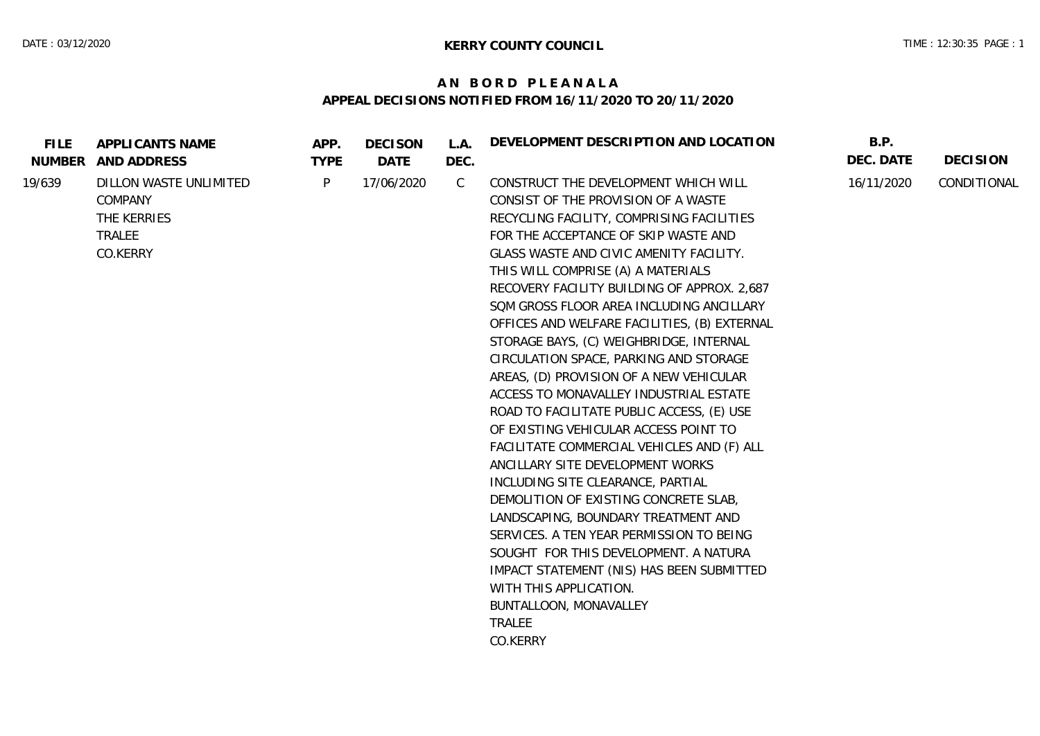**KERRY COUNTY COUNCIL**

# AN BORD PLEANALA

## APPEAL DECISIONS NOTIFIED FROM 16/11/2020 TO 20/11/2020

| FILE NUMBER | APPLICANTS NAME AND ADDRESS | APP. TYPE | DECISON DATE | L.A. DEC. | DEVELOPMENT DESCRIPTION AND LOCATION | B.P. DEC. DATE | DECISION |
|---|---|---|---|---|---|---|---|
| 19/639 | DILLON WASTE UNLIMITED COMPANY THE KERRIES TRALEE CO.KERRY | P | 17/06/2020 | C | CONSTRUCT THE DEVELOPMENT WHICH WILL CONSIST OF THE PROVISION OF A WASTE RECYCLING FACILITY, COMPRISING FACILITIES FOR THE ACCEPTANCE OF SKIP WASTE AND GLASS WASTE AND CIVIC AMENITY FACILITY. THIS WILL COMPRISE (A) A MATERIALS RECOVERY FACILITY BUILDING OF APPROX. 2,687 SQM GROSS FLOOR AREA INCLUDING ANCILLARY OFFICES AND WELFARE FACILITIES, (B) EXTERNAL STORAGE BAYS, (C) WEIGHBRIDGE, INTERNAL CIRCULATION SPACE, PARKING AND STORAGE AREAS, (D) PROVISION OF A NEW VEHICULAR ACCESS TO MONAVALLEY INDUSTRIAL ESTATE ROAD TO FACILITATE PUBLIC ACCESS, (E) USE OF EXISTING VEHICULAR ACCESS POINT TO FACILITATE COMMERCIAL VEHICLES AND (F) ALL ANCILLARY SITE DEVELOPMENT WORKS INCLUDING SITE CLEARANCE, PARTIAL DEMOLITION OF EXISTING CONCRETE SLAB, LANDSCAPING, BOUNDARY TREATMENT AND SERVICES. A TEN YEAR PERMISSION TO BEING SOUGHT FOR THIS DEVELOPMENT. A NATURA IMPACT STATEMENT (NIS) HAS BEEN SUBMITTED WITH THIS APPLICATION. BUNTALLOON, MONAVALLEY TRALEE CO.KERRY | 16/11/2020 | CONDITIONAL |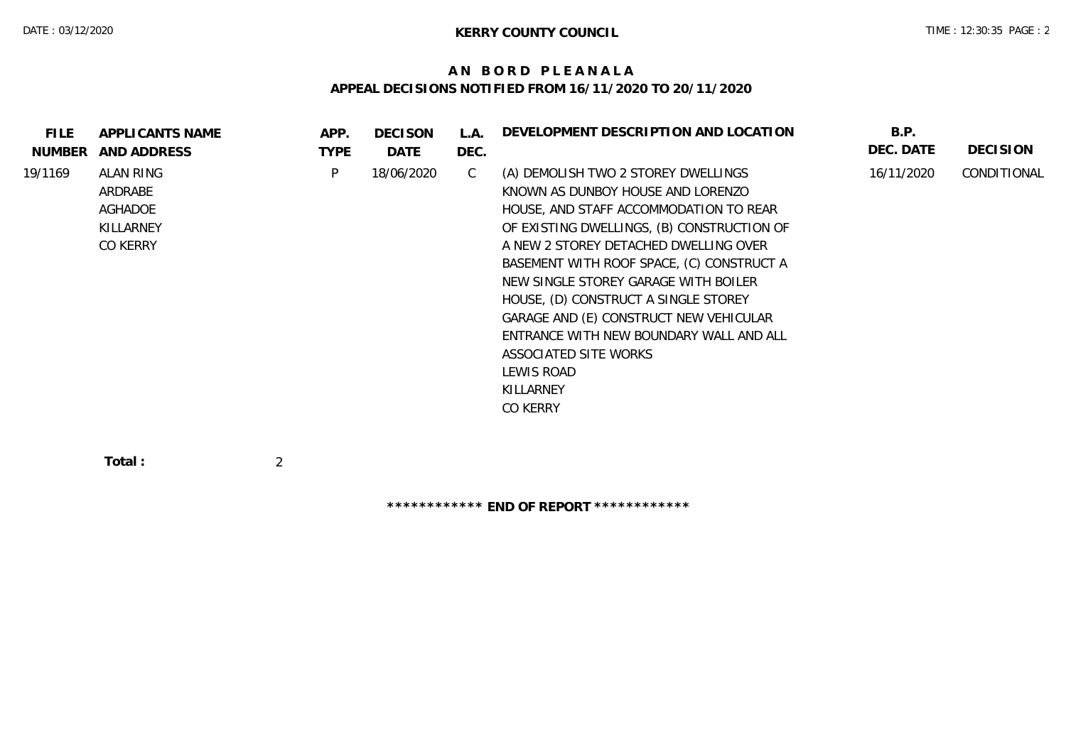**KERRY COUNTY COUNCIL**

## AN BORD PLEANALA

### APPEAL DECISIONS NOTIFIED FROM 16/11/2020 TO 20/11/2020

| FILE NUMBER | APPLICANTS NAME AND ADDRESS | APP. TYPE | DECISON DATE | L.A. DEC. | DEVELOPMENT DESCRIPTION AND LOCATION | B.P. DEC. DATE | DECISION |
|---|---|---|---|---|---|---|---|
| 19/1169 | ALAN RING<br>ARDRABE<br>AGHADOE<br>KILLARNEY<br>CO KERRY | P | 18/06/2020 | C | (A) DEMOLISH TWO 2 STOREY DWELLINGS KNOWN AS DUNBOY HOUSE AND LORENZO HOUSE, AND STAFF ACCOMMODATION TO REAR OF EXISTING DWELLINGS, (B) CONSTRUCTION OF A NEW 2 STOREY DETACHED DWELLING OVER BASEMENT WITH ROOF SPACE, (C) CONSTRUCT A NEW SINGLE STOREY GARAGE WITH BOILER HOUSE, (D) CONSTRUCT A SINGLE STOREY GARAGE AND (E) CONSTRUCT NEW VEHICULAR ENTRANCE WITH NEW BOUNDARY WALL AND ALL ASSOCIATED SITE WORKS<br>LEWIS ROAD<br>KILLARNEY<br>CO KERRY | 16/11/2020 | CONDITIONAL |

**Total :** 2

************ **END OF REPORT** ************